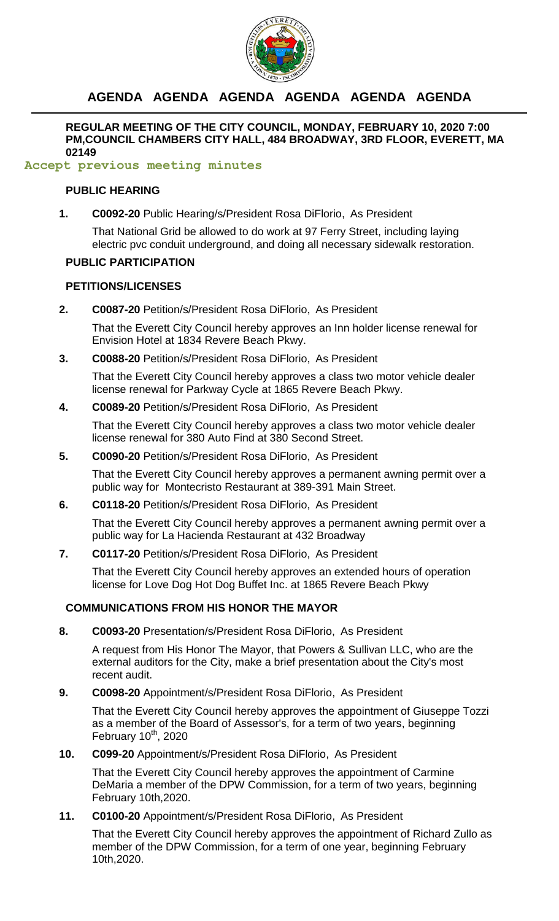# AGENDA AGENDA AGENDA AGENDA AGENDA AGENDA

**REGULAR MEETING OF THE CITY COUNCIL, MONDAY, FEBRUARY 10, 2020 7:00 PM,COUNCIL CHAMBERS CITY HALL, 484 BROADWAY, 3RD FLOOR, EVERETT, MA 02149**

**Accept previous meeting minutes**

### PUBLIC HEARING

**1. C0092-20** Public Hearing/s/President Rosa DiFlorio, As President

That National Grid be allowed to do work at 97 Ferry Street, including laying electric pvc conduit underground, and doing all necessary sidewalk restoration.

### PUBLIC PARTICIPATION

### PETITIONS/LICENSES

**2. C0087-20** Petition/s/President Rosa DiFlorio, As President

That the Everett City Council hereby approves an Inn holder license renewal for Envision Hotel at 1834 Revere Beach Pkwy.

**3. C0088-20** Petition/s/President Rosa DiFlorio, As President

That the Everett City Council hereby approves a class two motor vehicle dealer license renewal for Parkway Cycle at 1865 Revere Beach Pkwy.

**4. C0089-20** Petition/s/President Rosa DiFlorio, As President

That the Everett City Council hereby approves a class two motor vehicle dealer license renewal for 380 Auto Find at 380 Second Street.

**5. C0090-20** Petition/s/President Rosa DiFlorio, As President

That the Everett City Council hereby approves a permanent awning permit over a public way for Montecristo Restaurant at 389-391 Main Street.

**6. C0118-20** Petition/s/President Rosa DiFlorio, As President

That the Everett City Council hereby approves a permanent awning permit over a public way for La Hacienda Restaurant at 432 Broadway

**7. C0117-20** Petition/s/President Rosa DiFlorio, As President

That the Everett City Council hereby approves an extended hours of operation license for Love Dog Hot Dog Buffet Inc. at 1865 Revere Beach Pkwy

### COMMUNICATIONS FROM HIS HONOR THE MAYOR

**8. C0093-20** Presentation/s/President Rosa DiFlorio, As President

A request from His Honor The Mayor, that Powers & Sullivan LLC, who are the external auditors for the City, make a brief presentation about the City's most recent audit.

**9. C0098-20** Appointment/s/President Rosa DiFlorio, As President

That the Everett City Council hereby approves the appointment of Giuseppe Tozzi as a member of the Board of Assessor's, for a term of two years, beginning February 10th, 2020

**10. C099-20** Appointment/s/President Rosa DiFlorio, As President

That the Everett City Council hereby approves the appointment of Carmine DeMaria a member of the DPW Commission, for a term of two years, beginning February 10th,2020.

**11. C0100-20** Appointment/s/President Rosa DiFlorio, As President

That the Everett City Council hereby approves the appointment of Richard Zullo as member of the DPW Commission, for a term of one year, beginning February 10th,2020.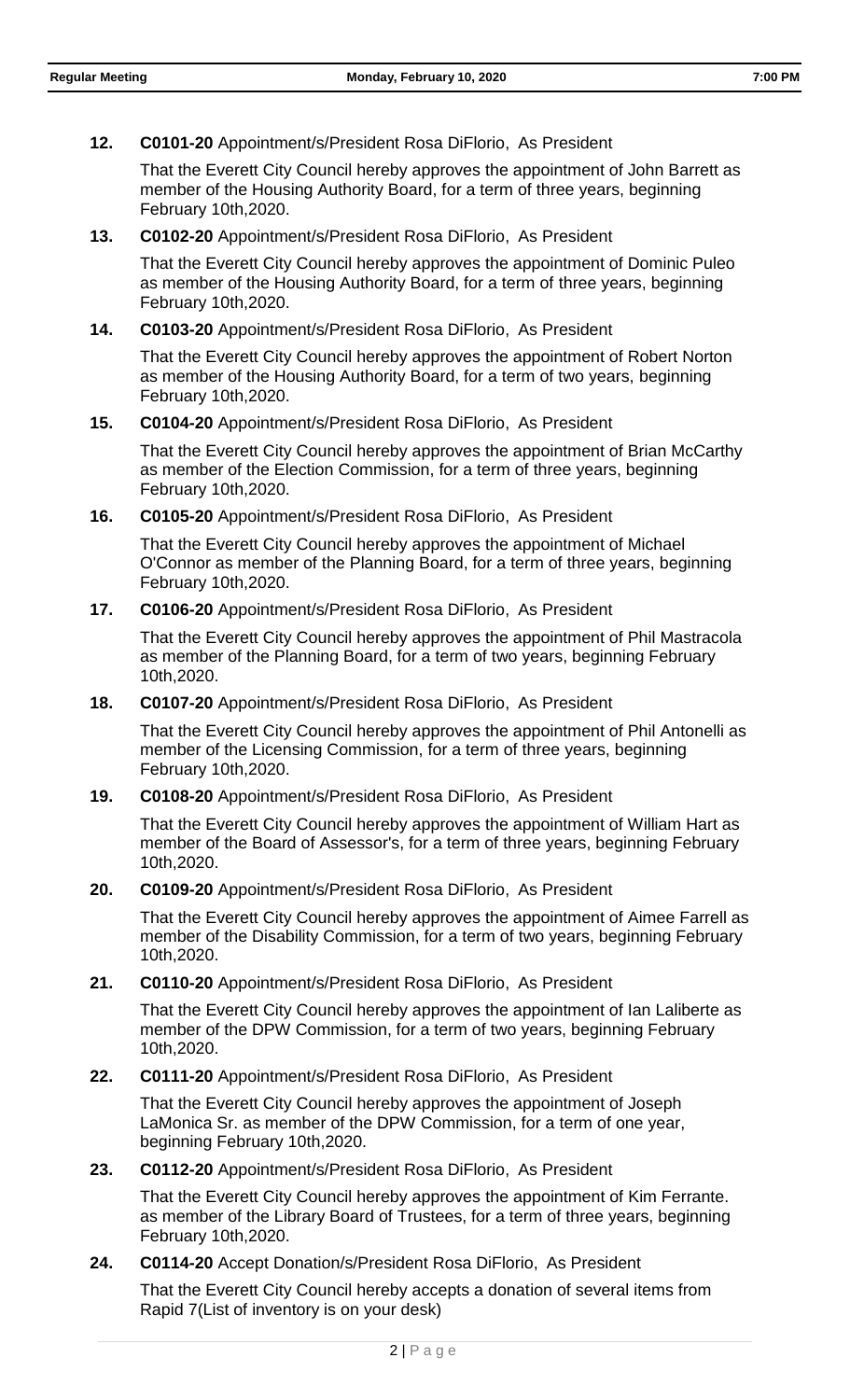**12. C0101-20** Appointment/s/President Rosa DiFlorio, As President

That the Everett City Council hereby approves the appointment of John Barrett as member of the Housing Authority Board, for a term of three years, beginning February 10th,2020.

**13. C0102-20** Appointment/s/President Rosa DiFlorio, As President

That the Everett City Council hereby approves the appointment of Dominic Puleo as member of the Housing Authority Board, for a term of three years, beginning February 10th,2020.

**14. C0103-20** Appointment/s/President Rosa DiFlorio, As President

That the Everett City Council hereby approves the appointment of Robert Norton as member of the Housing Authority Board, for a term of two years, beginning February 10th,2020.

**15. C0104-20** Appointment/s/President Rosa DiFlorio, As President

That the Everett City Council hereby approves the appointment of Brian McCarthy as member of the Election Commission, for a term of three years, beginning February 10th,2020.

**16. C0105-20** Appointment/s/President Rosa DiFlorio, As President

That the Everett City Council hereby approves the appointment of Michael O'Connor as member of the Planning Board, for a term of three years, beginning February 10th,2020.

**17. C0106-20** Appointment/s/President Rosa DiFlorio, As President

That the Everett City Council hereby approves the appointment of Phil Mastracola as member of the Planning Board, for a term of two years, beginning February 10th,2020.

**18. C0107-20** Appointment/s/President Rosa DiFlorio, As President

That the Everett City Council hereby approves the appointment of Phil Antonelli as member of the Licensing Commission, for a term of three years, beginning February 10th,2020.

**19. C0108-20** Appointment/s/President Rosa DiFlorio, As President

That the Everett City Council hereby approves the appointment of William Hart as member of the Board of Assessor's, for a term of three years, beginning February 10th,2020.

**20. C0109-20** Appointment/s/President Rosa DiFlorio, As President

That the Everett City Council hereby approves the appointment of Aimee Farrell as member of the Disability Commission, for a term of two years, beginning February 10th,2020.

**21. C0110-20** Appointment/s/President Rosa DiFlorio, As President

That the Everett City Council hereby approves the appointment of Ian Laliberte as member of the DPW Commission, for a term of two years, beginning February 10th,2020.

**22. C0111-20** Appointment/s/President Rosa DiFlorio, As President

That the Everett City Council hereby approves the appointment of Joseph LaMonica Sr. as member of the DPW Commission, for a term of one year, beginning February 10th,2020.

**23. C0112-20** Appointment/s/President Rosa DiFlorio, As President

That the Everett City Council hereby approves the appointment of Kim Ferrante. as member of the Library Board of Trustees, for a term of three years, beginning February 10th,2020.

**24. C0114-20** Accept Donation/s/President Rosa DiFlorio, As President

That the Everett City Council hereby accepts a donation of several items from Rapid 7(List of inventory is on your desk)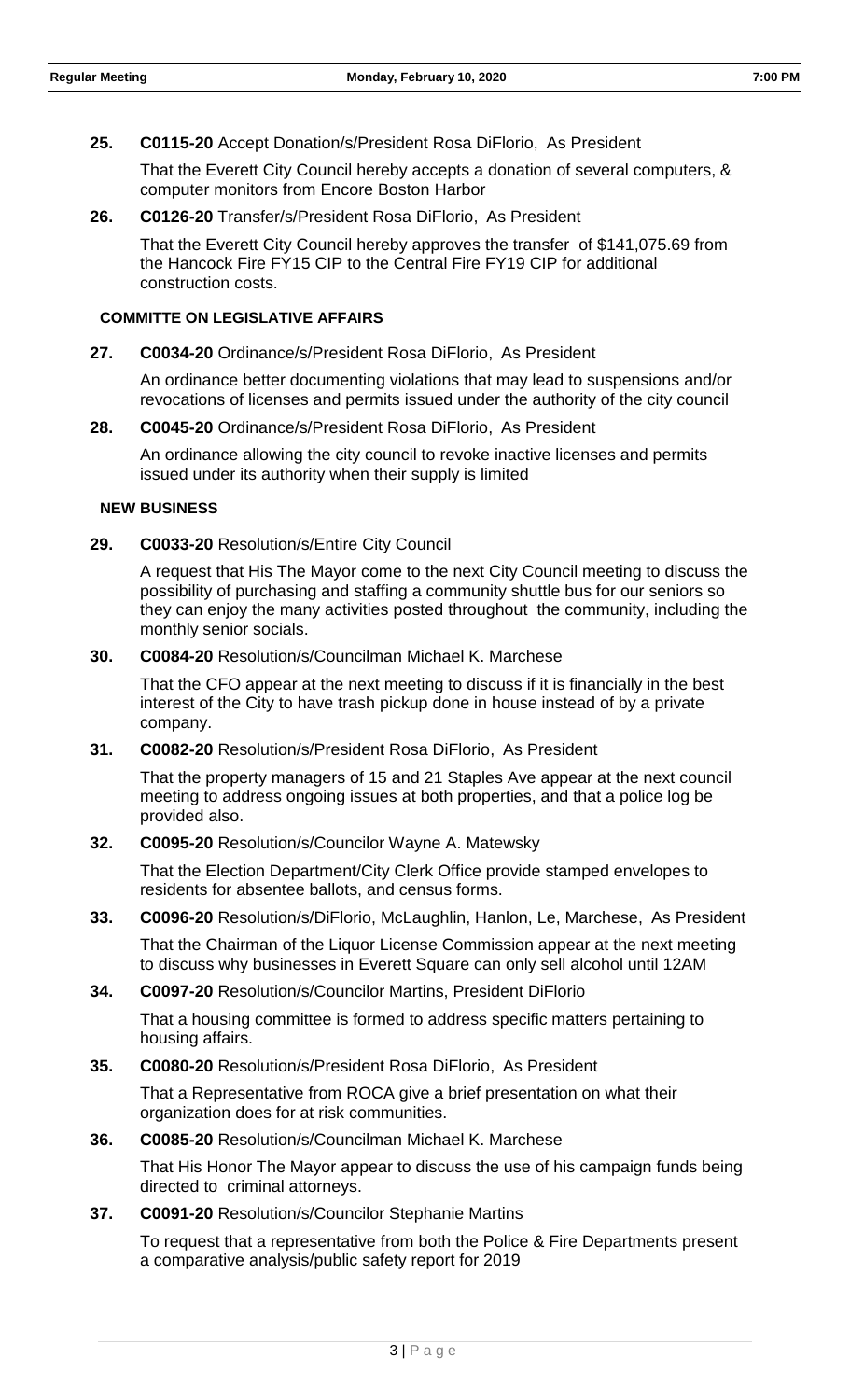**25. C0115-20** Accept Donation/s/President Rosa DiFlorio, As President

That the Everett City Council hereby accepts a donation of several computers, & computer monitors from Encore Boston Harbor

**26. C0126-20** Transfer/s/President Rosa DiFlorio, As President

That the Everett City Council hereby approves the transfer of $141,075.69 from the Hancock Fire FY15 CIP to the Central Fire FY19 CIP for additional construction costs.

**COMMITTE ON LEGISLATIVE AFFAIRS**

**27. C0034-20** Ordinance/s/President Rosa DiFlorio, As President

An ordinance better documenting violations that may lead to suspensions and/or revocations of licenses and permits issued under the authority of the city council

**28. C0045-20** Ordinance/s/President Rosa DiFlorio, As President

An ordinance allowing the city council to revoke inactive licenses and permits issued under its authority when their supply is limited

**NEW BUSINESS**

**29. C0033-20** Resolution/s/Entire City Council

A request that His The Mayor come to the next City Council meeting to discuss the possibility of purchasing and staffing a community shuttle bus for our seniors so they can enjoy the many activities posted throughout the community, including the monthly senior socials.

**30. C0084-20** Resolution/s/Councilman Michael K. Marchese

That the CFO appear at the next meeting to discuss if it is financially in the best interest of the City to have trash pickup done in house instead of by a private company.

**31. C0082-20** Resolution/s/President Rosa DiFlorio, As President

That the property managers of 15 and 21 Staples Ave appear at the next council meeting to address ongoing issues at both properties, and that a police log be provided also.

**32. C0095-20** Resolution/s/Councilor Wayne A. Matewsky

That the Election Department/City Clerk Office provide stamped envelopes to residents for absentee ballots, and census forms.

**33. C0096-20** Resolution/s/DiFlorio, McLaughlin, Hanlon, Le, Marchese, As President

That the Chairman of the Liquor License Commission appear at the next meeting to discuss why businesses in Everett Square can only sell alcohol until 12AM

**34. C0097-20** Resolution/s/Councilor Martins, President DiFlorio

That a housing committee is formed to address specific matters pertaining to housing affairs.

**35. C0080-20** Resolution/s/President Rosa DiFlorio, As President

That a Representative from ROCA give a brief presentation on what their organization does for at risk communities.

**36. C0085-20** Resolution/s/Councilman Michael K. Marchese

That His Honor The Mayor appear to discuss the use of his campaign funds being directed to criminal attorneys.

**37. C0091-20** Resolution/s/Councilor Stephanie Martins

To request that a representative from both the Police & Fire Departments present a comparative analysis/public safety report for 2019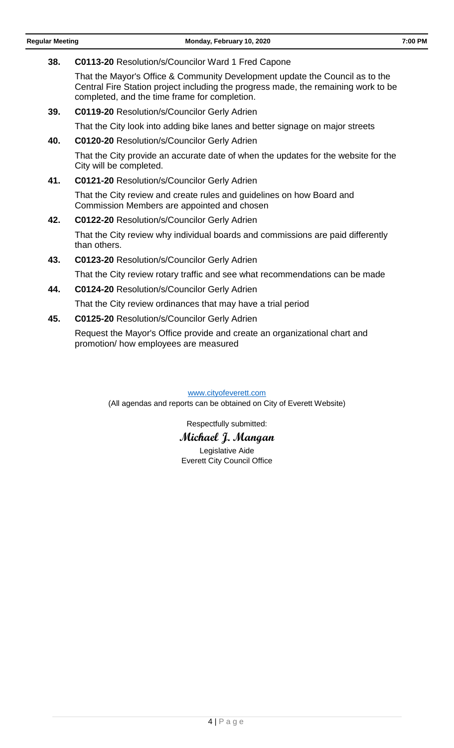**38.** **C0113-20** Resolution/s/Councilor Ward 1 Fred Capone

That the Mayor's Office & Community Development update the Council as to the Central Fire Station project including the progress made, the remaining work to be completed, and the time frame for completion.

**39.** **C0119-20** Resolution/s/Councilor Gerly Adrien

That the City look into adding bike lanes and better signage on major streets

**40.** **C0120-20** Resolution/s/Councilor Gerly Adrien

That the City provide an accurate date of when the updates for the website for the City will be completed.

**41.** **C0121-20** Resolution/s/Councilor Gerly Adrien

That the City review and create rules and guidelines on how Board and Commission Members are appointed and chosen

**42.** **C0122-20** Resolution/s/Councilor Gerly Adrien

That the City review why individual boards and commissions are paid differently than others.

**43.** **C0123-20** Resolution/s/Councilor Gerly Adrien

That the City review rotary traffic and see what recommendations can be made

**44.** **C0124-20** Resolution/s/Councilor Gerly Adrien

That the City review ordinances that may have a trial period

**45.** **C0125-20** Resolution/s/Councilor Gerly Adrien

Request the Mayor's Office provide and create an organizational chart and promotion/ how employees are measured

www.cityofeverett.com

(All agendas and reports can be obtained on City of Everett Website)

Respectfully submitted:

*Michael J. Mangan*

Legislative Aide

Everett City Council Office